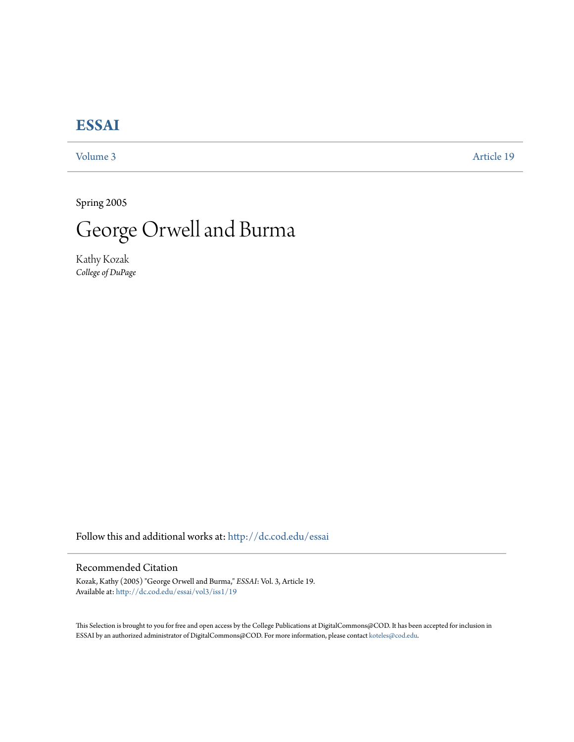# ESSAI

Volume 3 | Article 19

Spring 2005

# George Orwell and Burma

Kathy Kozak
*College of DuPage*

Follow this and additional works at: http://dc.cod.edu/essai

## Recommended Citation

Kozak, Kathy (2005) "George Orwell and Burma," *ESSAI*: Vol. 3, Article 19.
Available at: http://dc.cod.edu/essai/vol3/iss1/19

This Selection is brought to you for free and open access by the College Publications at DigitalCommons@COD. It has been accepted for inclusion in ESSAI by an authorized administrator of DigitalCommons@COD. For more information, please contact koteles@cod.edu.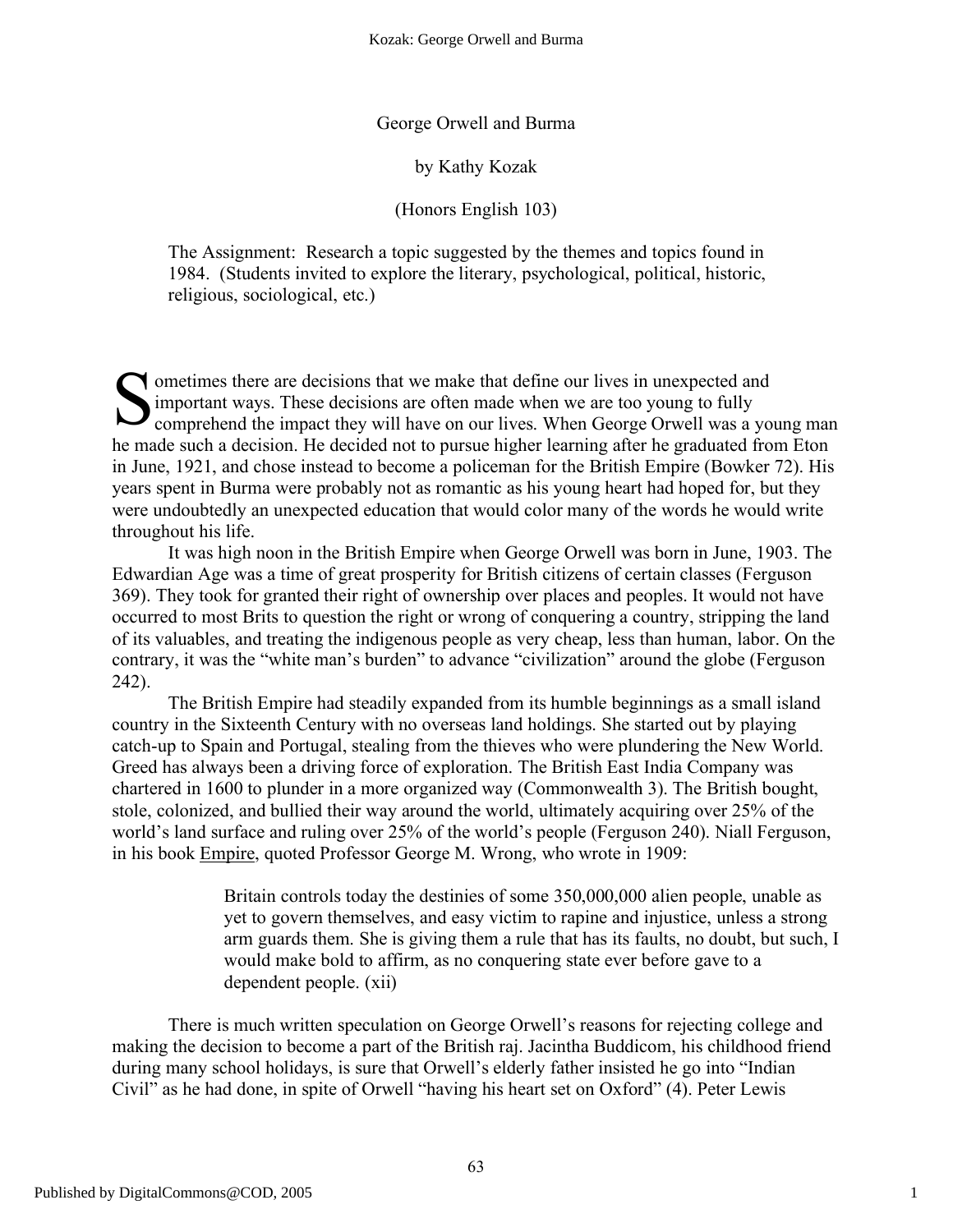# George Orwell and Burma

by Kathy Kozak

(Honors English 103)

The Assignment: Research a topic suggested by the themes and topics found in 1984. (Students invited to explore the literary, psychological, political, historic, religious, sociological, etc.)

Sometimes there are decisions that we make that define our lives in unexpected and important ways. These decisions are often made when we are too young to fully comprehend the impact they will have on our lives. When George Orwell was a young man he made such a decision. He decided not to pursue higher learning after he graduated from Eton in June, 1921, and chose instead to become a policeman for the British Empire (Bowker 72). His years spent in Burma were probably not as romantic as his young heart had hoped for, but they were undoubtedly an unexpected education that would color many of the words he would write throughout his life.

It was high noon in the British Empire when George Orwell was born in June, 1903. The Edwardian Age was a time of great prosperity for British citizens of certain classes (Ferguson 369). They took for granted their right of ownership over places and peoples. It would not have occurred to most Brits to question the right or wrong of conquering a country, stripping the land of its valuables, and treating the indigenous people as very cheap, less than human, labor. On the contrary, it was the "white man's burden" to advance "civilization" around the globe (Ferguson 242).

The British Empire had steadily expanded from its humble beginnings as a small island country in the Sixteenth Century with no overseas land holdings. She started out by playing catch-up to Spain and Portugal, stealing from the thieves who were plundering the New World. Greed has always been a driving force of exploration. The British East India Company was chartered in 1600 to plunder in a more organized way (Commonwealth 3). The British bought, stole, colonized, and bullied their way around the world, ultimately acquiring over 25% of the world's land surface and ruling over 25% of the world's people (Ferguson 240). Niall Ferguson, in his book Empire, quoted Professor George M. Wrong, who wrote in 1909:

> Britain controls today the destinies of some 350,000,000 alien people, unable as yet to govern themselves, and easy victim to rapine and injustice, unless a strong arm guards them. She is giving them a rule that has its faults, no doubt, but such, I would make bold to affirm, as no conquering state ever before gave to a dependent people. (xii)

There is much written speculation on George Orwell's reasons for rejecting college and making the decision to become a part of the British raj. Jacintha Buddicom, his childhood friend during many school holidays, is sure that Orwell's elderly father insisted he go into "Indian Civil" as he had done, in spite of Orwell "having his heart set on Oxford" (4). Peter Lewis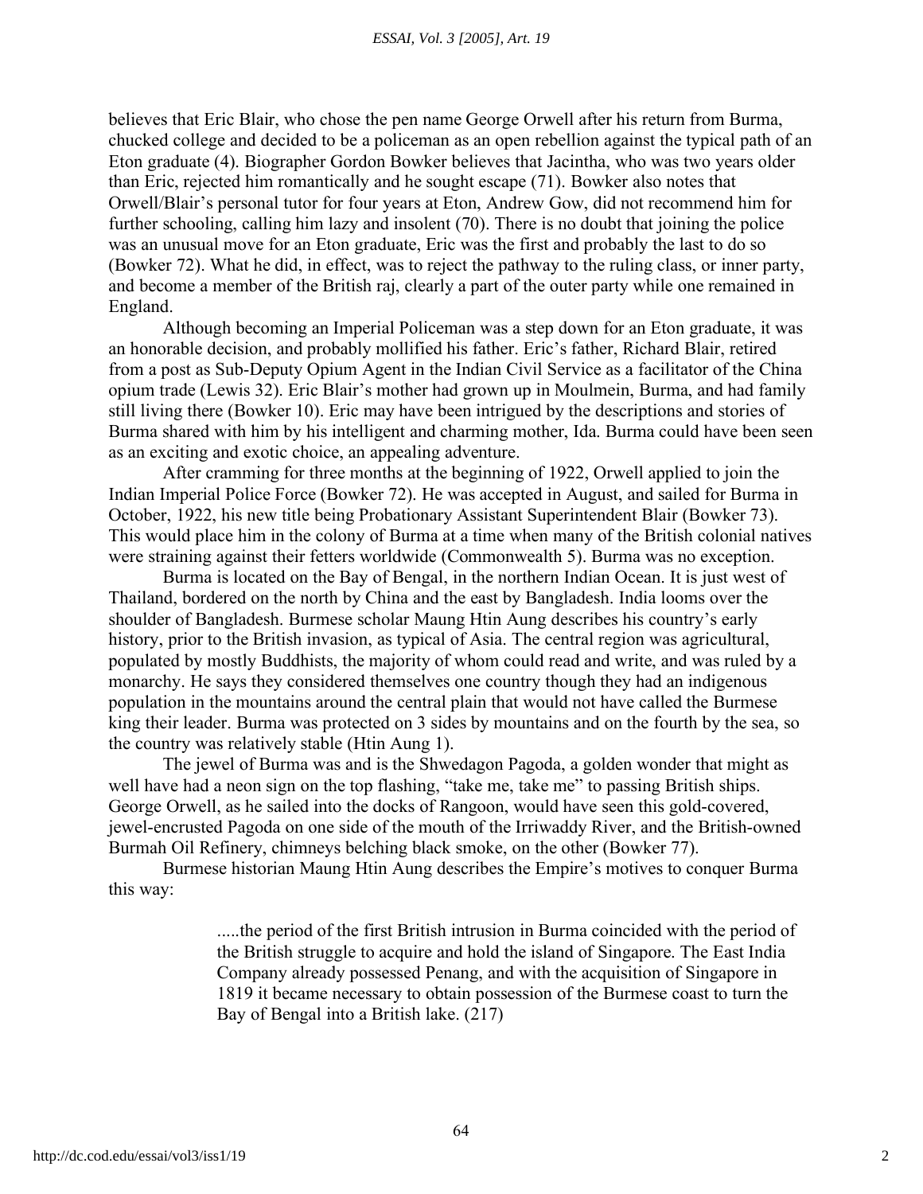believes that Eric Blair, who chose the pen name George Orwell after his return from Burma, chucked college and decided to be a policeman as an open rebellion against the typical path of an Eton graduate (4). Biographer Gordon Bowker believes that Jacintha, who was two years older than Eric, rejected him romantically and he sought escape (71). Bowker also notes that Orwell/Blair's personal tutor for four years at Eton, Andrew Gow, did not recommend him for further schooling, calling him lazy and insolent (70). There is no doubt that joining the police was an unusual move for an Eton graduate, Eric was the first and probably the last to do so (Bowker 72). What he did, in effect, was to reject the pathway to the ruling class, or inner party, and become a member of the British raj, clearly a part of the outer party while one remained in England.

Although becoming an Imperial Policeman was a step down for an Eton graduate, it was an honorable decision, and probably mollified his father. Eric's father, Richard Blair, retired from a post as Sub-Deputy Opium Agent in the Indian Civil Service as a facilitator of the China opium trade (Lewis 32). Eric Blair's mother had grown up in Moulmein, Burma, and had family still living there (Bowker 10). Eric may have been intrigued by the descriptions and stories of Burma shared with him by his intelligent and charming mother, Ida. Burma could have been seen as an exciting and exotic choice, an appealing adventure.

After cramming for three months at the beginning of 1922, Orwell applied to join the Indian Imperial Police Force (Bowker 72). He was accepted in August, and sailed for Burma in October, 1922, his new title being Probationary Assistant Superintendent Blair (Bowker 73). This would place him in the colony of Burma at a time when many of the British colonial natives were straining against their fetters worldwide (Commonwealth 5). Burma was no exception.

Burma is located on the Bay of Bengal, in the northern Indian Ocean. It is just west of Thailand, bordered on the north by China and the east by Bangladesh. India looms over the shoulder of Bangladesh. Burmese scholar Maung Htin Aung describes his country's early history, prior to the British invasion, as typical of Asia. The central region was agricultural, populated by mostly Buddhists, the majority of whom could read and write, and was ruled by a monarchy. He says they considered themselves one country though they had an indigenous population in the mountains around the central plain that would not have called the Burmese king their leader. Burma was protected on 3 sides by mountains and on the fourth by the sea, so the country was relatively stable (Htin Aung 1).

The jewel of Burma was and is the Shwedagon Pagoda, a golden wonder that might as well have had a neon sign on the top flashing, "take me, take me" to passing British ships. George Orwell, as he sailed into the docks of Rangoon, would have seen this gold-covered, jewel-encrusted Pagoda on one side of the mouth of the Irriwaddy River, and the British-owned Burmah Oil Refinery, chimneys belching black smoke, on the other (Bowker 77).

Burmese historian Maung Htin Aung describes the Empire's motives to conquer Burma this way:

> .....the period of the first British intrusion in Burma coincided with the period of the British struggle to acquire and hold the island of Singapore. The East India Company already possessed Penang, and with the acquisition of Singapore in 1819 it became necessary to obtain possession of the Burmese coast to turn the Bay of Bengal into a British lake. (217)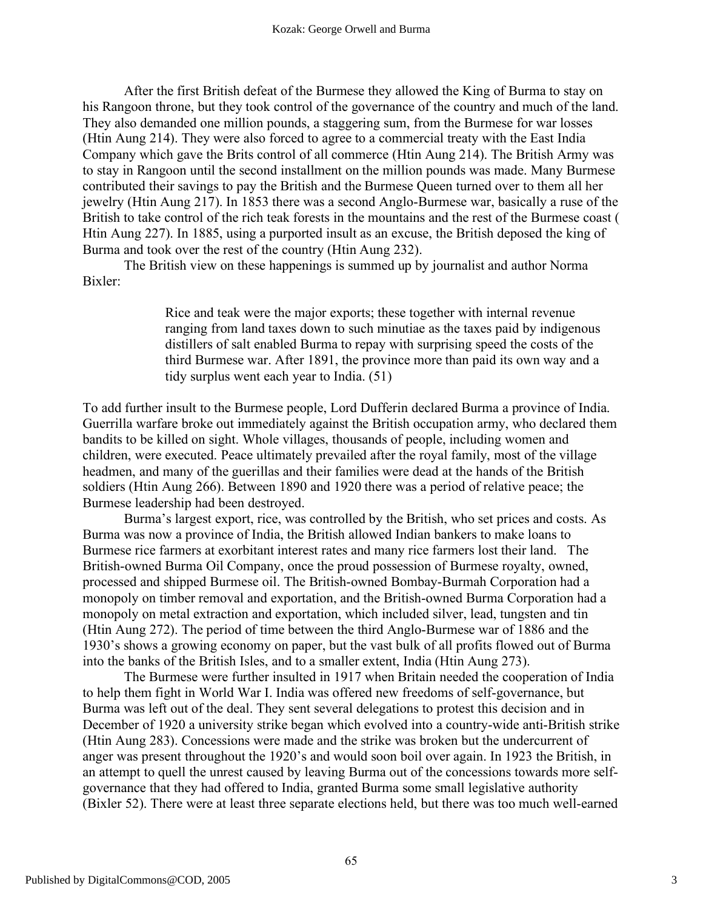After the first British defeat of the Burmese they allowed the King of Burma to stay on his Rangoon throne, but they took control of the governance of the country and much of the land. They also demanded one million pounds, a staggering sum, from the Burmese for war losses (Htin Aung 214). They were also forced to agree to a commercial treaty with the East India Company which gave the Brits control of all commerce (Htin Aung 214). The British Army was to stay in Rangoon until the second installment on the million pounds was made. Many Burmese contributed their savings to pay the British and the Burmese Queen turned over to them all her jewelry (Htin Aung 217). In 1853 there was a second Anglo-Burmese war, basically a ruse of the British to take control of the rich teak forests in the mountains and the rest of the Burmese coast ( Htin Aung 227). In 1885, using a purported insult as an excuse, the British deposed the king of Burma and took over the rest of the country (Htin Aung 232).

The British view on these happenings is summed up by journalist and author Norma Bixler:

> Rice and teak were the major exports; these together with internal revenue ranging from land taxes down to such minutiae as the taxes paid by indigenous distillers of salt enabled Burma to repay with surprising speed the costs of the third Burmese war. After 1891, the province more than paid its own way and a tidy surplus went each year to India. (51)

To add further insult to the Burmese people, Lord Dufferin declared Burma a province of India. Guerrilla warfare broke out immediately against the British occupation army, who declared them bandits to be killed on sight. Whole villages, thousands of people, including women and children, were executed. Peace ultimately prevailed after the royal family, most of the village headmen, and many of the guerillas and their families were dead at the hands of the British soldiers (Htin Aung 266). Between 1890 and 1920 there was a period of relative peace; the Burmese leadership had been destroyed.

Burma's largest export, rice, was controlled by the British, who set prices and costs. As Burma was now a province of India, the British allowed Indian bankers to make loans to Burmese rice farmers at exorbitant interest rates and many rice farmers lost their land. The British-owned Burma Oil Company, once the proud possession of Burmese royalty, owned, processed and shipped Burmese oil. The British-owned Bombay-Burmah Corporation had a monopoly on timber removal and exportation, and the British-owned Burma Corporation had a monopoly on metal extraction and exportation, which included silver, lead, tungsten and tin (Htin Aung 272). The period of time between the third Anglo-Burmese war of 1886 and the 1930's shows a growing economy on paper, but the vast bulk of all profits flowed out of Burma into the banks of the British Isles, and to a smaller extent, India (Htin Aung 273).

The Burmese were further insulted in 1917 when Britain needed the cooperation of India to help them fight in World War I. India was offered new freedoms of self-governance, but Burma was left out of the deal. They sent several delegations to protest this decision and in December of 1920 a university strike began which evolved into a country-wide anti-British strike (Htin Aung 283). Concessions were made and the strike was broken but the undercurrent of anger was present throughout the 1920's and would soon boil over again. In 1923 the British, in an attempt to quell the unrest caused by leaving Burma out of the concessions towards more self-governance that they had offered to India, granted Burma some small legislative authority (Bixler 52). There were at least three separate elections held, but there was too much well-earned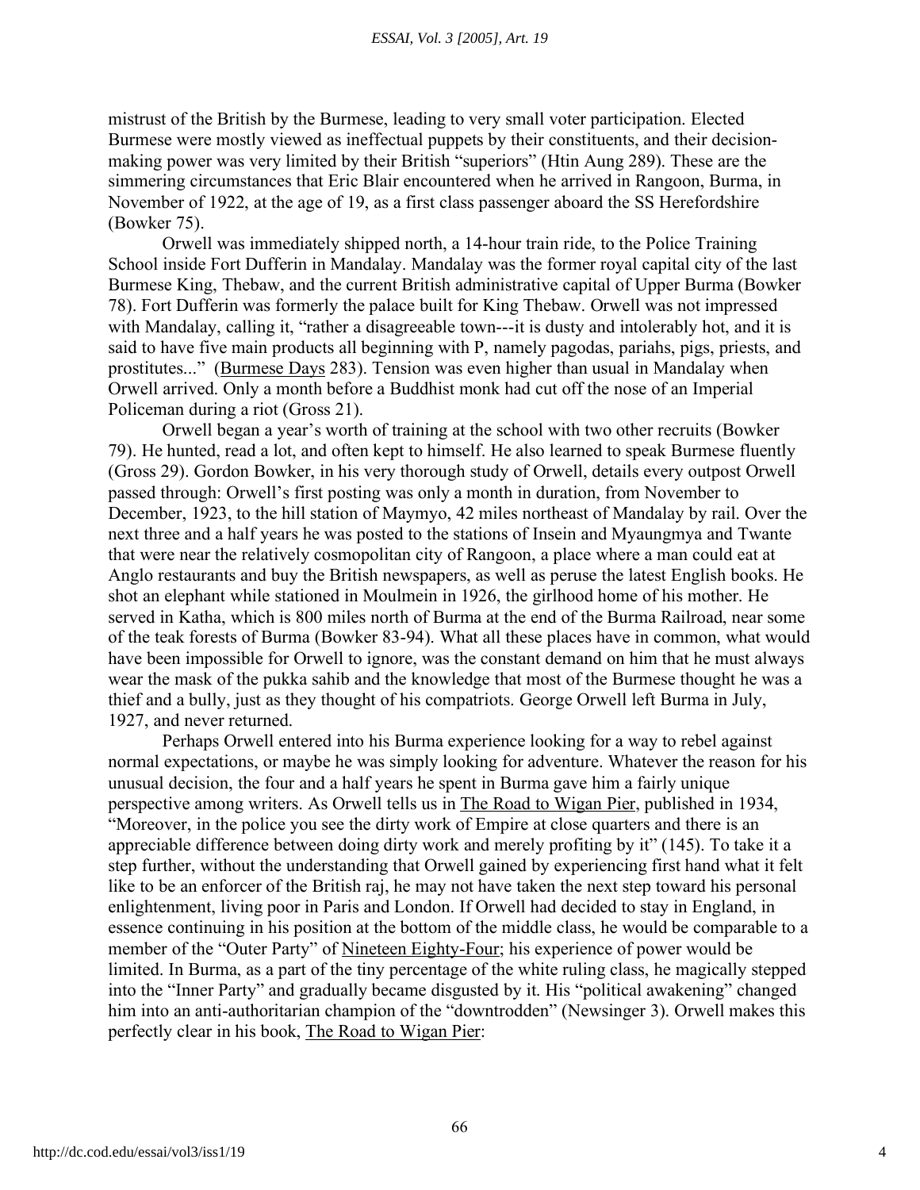mistrust of the British by the Burmese, leading to very small voter participation. Elected Burmese were mostly viewed as ineffectual puppets by their constituents, and their decision-making power was very limited by their British "superiors" (Htin Aung 289). These are the simmering circumstances that Eric Blair encountered when he arrived in Rangoon, Burma, in November of 1922, at the age of 19, as a first class passenger aboard the SS Herefordshire (Bowker 75).

Orwell was immediately shipped north, a 14-hour train ride, to the Police Training School inside Fort Dufferin in Mandalay. Mandalay was the former royal capital city of the last Burmese King, Thebaw, and the current British administrative capital of Upper Burma (Bowker 78). Fort Dufferin was formerly the palace built for King Thebaw. Orwell was not impressed with Mandalay, calling it, "rather a disagreeable town---it is dusty and intolerably hot, and it is said to have five main products all beginning with P, namely pagodas, pariahs, pigs, priests, and prostitutes..." (Burmese Days 283). Tension was even higher than usual in Mandalay when Orwell arrived. Only a month before a Buddhist monk had cut off the nose of an Imperial Policeman during a riot (Gross 21).

Orwell began a year's worth of training at the school with two other recruits (Bowker 79). He hunted, read a lot, and often kept to himself. He also learned to speak Burmese fluently (Gross 29). Gordon Bowker, in his very thorough study of Orwell, details every outpost Orwell passed through: Orwell's first posting was only a month in duration, from November to December, 1923, to the hill station of Maymyo, 42 miles northeast of Mandalay by rail. Over the next three and a half years he was posted to the stations of Insein and Myaungmya and Twante that were near the relatively cosmopolitan city of Rangoon, a place where a man could eat at Anglo restaurants and buy the British newspapers, as well as peruse the latest English books. He shot an elephant while stationed in Moulmein in 1926, the girlhood home of his mother. He served in Katha, which is 800 miles north of Burma at the end of the Burma Railroad, near some of the teak forests of Burma (Bowker 83-94). What all these places have in common, what would have been impossible for Orwell to ignore, was the constant demand on him that he must always wear the mask of the pukka sahib and the knowledge that most of the Burmese thought he was a thief and a bully, just as they thought of his compatriots. George Orwell left Burma in July, 1927, and never returned.

Perhaps Orwell entered into his Burma experience looking for a way to rebel against normal expectations, or maybe he was simply looking for adventure. Whatever the reason for his unusual decision, the four and a half years he spent in Burma gave him a fairly unique perspective among writers. As Orwell tells us in The Road to Wigan Pier, published in 1934, "Moreover, in the police you see the dirty work of Empire at close quarters and there is an appreciable difference between doing dirty work and merely profiting by it" (145). To take it a step further, without the understanding that Orwell gained by experiencing first hand what it felt like to be an enforcer of the British raj, he may not have taken the next step toward his personal enlightenment, living poor in Paris and London. If Orwell had decided to stay in England, in essence continuing in his position at the bottom of the middle class, he would be comparable to a member of the "Outer Party" of Nineteen Eighty-Four; his experience of power would be limited. In Burma, as a part of the tiny percentage of the white ruling class, he magically stepped into the "Inner Party" and gradually became disgusted by it. His "political awakening" changed him into an anti-authoritarian champion of the "downtrodden" (Newsinger 3). Orwell makes this perfectly clear in his book, The Road to Wigan Pier: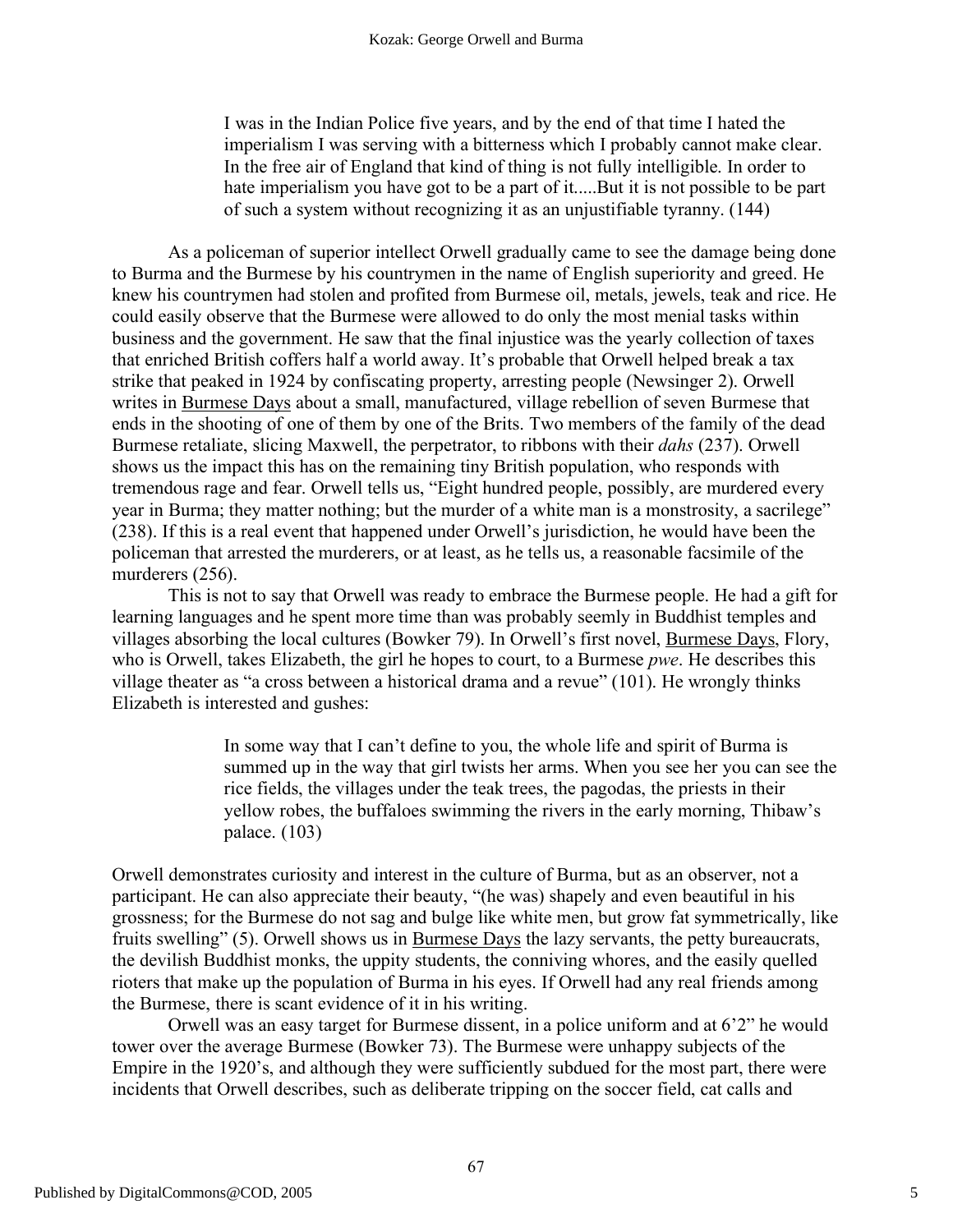> I was in the Indian Police five years, and by the end of that time I hated the imperialism I was serving with a bitterness which I probably cannot make clear. In the free air of England that kind of thing is not fully intelligible. In order to hate imperialism you have got to be a part of it.....But it is not possible to be part of such a system without recognizing it as an unjustifiable tyranny. (144)

As a policeman of superior intellect Orwell gradually came to see the damage being done to Burma and the Burmese by his countrymen in the name of English superiority and greed. He knew his countrymen had stolen and profited from Burmese oil, metals, jewels, teak and rice. He could easily observe that the Burmese were allowed to do only the most menial tasks within business and the government. He saw that the final injustice was the yearly collection of taxes that enriched British coffers half a world away. It's probable that Orwell helped break a tax strike that peaked in 1924 by confiscating property, arresting people (Newsinger 2). Orwell writes in Burmese Days about a small, manufactured, village rebellion of seven Burmese that ends in the shooting of one of them by one of the Brits. Two members of the family of the dead Burmese retaliate, slicing Maxwell, the perpetrator, to ribbons with their *dahs* (237). Orwell shows us the impact this has on the remaining tiny British population, who responds with tremendous rage and fear. Orwell tells us, "Eight hundred people, possibly, are murdered every year in Burma; they matter nothing; but the murder of a white man is a monstrosity, a sacrilege" (238). If this is a real event that happened under Orwell's jurisdiction, he would have been the policeman that arrested the murderers, or at least, as he tells us, a reasonable facsimile of the murderers (256).

This is not to say that Orwell was ready to embrace the Burmese people. He had a gift for learning languages and he spent more time than was probably seemly in Buddhist temples and villages absorbing the local cultures (Bowker 79). In Orwell's first novel, Burmese Days, Flory, who is Orwell, takes Elizabeth, the girl he hopes to court, to a Burmese *pwe*. He describes this village theater as "a cross between a historical drama and a revue" (101). He wrongly thinks Elizabeth is interested and gushes:

> In some way that I can't define to you, the whole life and spirit of Burma is summed up in the way that girl twists her arms. When you see her you can see the rice fields, the villages under the teak trees, the pagodas, the priests in their yellow robes, the buffaloes swimming the rivers in the early morning, Thibaw's palace. (103)

Orwell demonstrates curiosity and interest in the culture of Burma, but as an observer, not a participant. He can also appreciate their beauty, "(he was) shapely and even beautiful in his grossness; for the Burmese do not sag and bulge like white men, but grow fat symmetrically, like fruits swelling" (5). Orwell shows us in Burmese Days the lazy servants, the petty bureaucrats, the devilish Buddhist monks, the uppity students, the conniving whores, and the easily quelled rioters that make up the population of Burma in his eyes. If Orwell had any real friends among the Burmese, there is scant evidence of it in his writing.

Orwell was an easy target for Burmese dissent, in a police uniform and at 6'2" he would tower over the average Burmese (Bowker 73). The Burmese were unhappy subjects of the Empire in the 1920's, and although they were sufficiently subdued for the most part, there were incidents that Orwell describes, such as deliberate tripping on the soccer field, cat calls and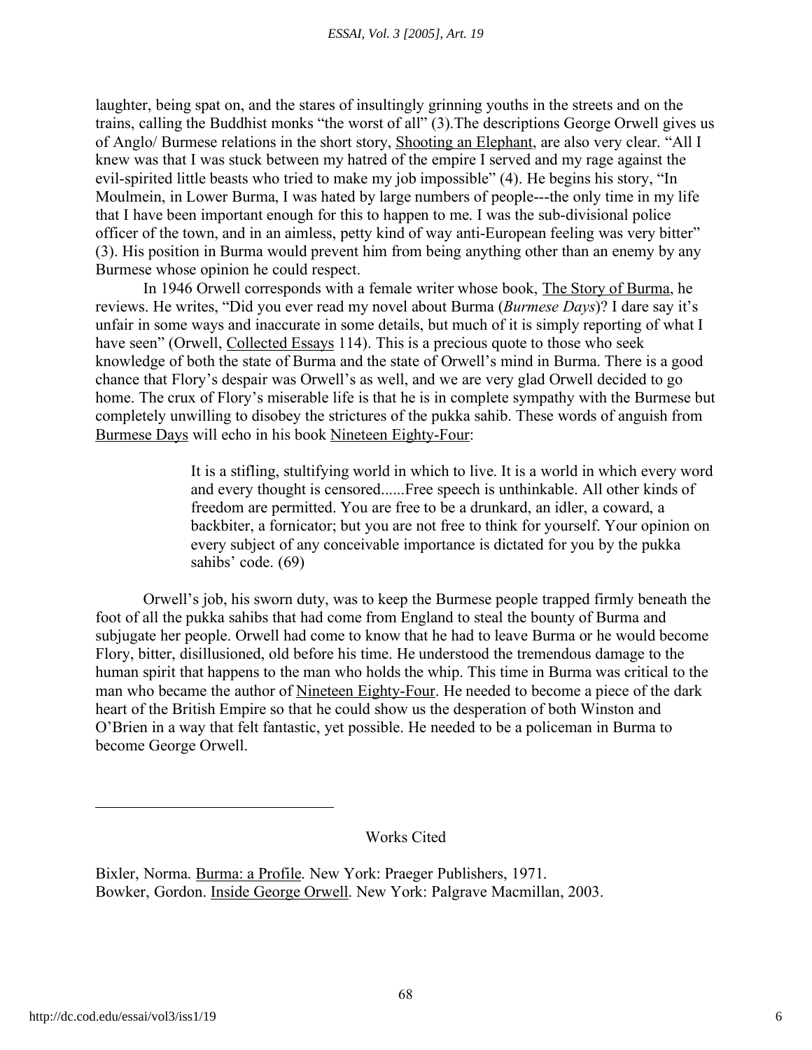laughter, being spat on, and the stares of insultingly grinning youths in the streets and on the trains, calling the Buddhist monks "the worst of all" (3).The descriptions George Orwell gives us of Anglo/ Burmese relations in the short story, Shooting an Elephant, are also very clear. "All I knew was that I was stuck between my hatred of the empire I served and my rage against the evil-spirited little beasts who tried to make my job impossible" (4). He begins his story, "In Moulmein, in Lower Burma, I was hated by large numbers of people---the only time in my life that I have been important enough for this to happen to me. I was the sub-divisional police officer of the town, and in an aimless, petty kind of way anti-European feeling was very bitter" (3). His position in Burma would prevent him from being anything other than an enemy by any Burmese whose opinion he could respect.

In 1946 Orwell corresponds with a female writer whose book, The Story of Burma, he reviews. He writes, "Did you ever read my novel about Burma (*Burmese Days*)? I dare say it's unfair in some ways and inaccurate in some details, but much of it is simply reporting of what I have seen" (Orwell, Collected Essays 114). This is a precious quote to those who seek knowledge of both the state of Burma and the state of Orwell's mind in Burma. There is a good chance that Flory's despair was Orwell's as well, and we are very glad Orwell decided to go home. The crux of Flory's miserable life is that he is in complete sympathy with the Burmese but completely unwilling to disobey the strictures of the pukka sahib. These words of anguish from Burmese Days will echo in his book Nineteen Eighty-Four:

> It is a stifling, stultifying world in which to live. It is a world in which every word and every thought is censored......Free speech is unthinkable. All other kinds of freedom are permitted. You are free to be a drunkard, an idler, a coward, a backbiter, a fornicator; but you are not free to think for yourself. Your opinion on every subject of any conceivable importance is dictated for you by the pukka sahibs' code. (69)

Orwell's job, his sworn duty, was to keep the Burmese people trapped firmly beneath the foot of all the pukka sahibs that had come from England to steal the bounty of Burma and subjugate her people. Orwell had come to know that he had to leave Burma or he would become Flory, bitter, disillusioned, old before his time. He understood the tremendous damage to the human spirit that happens to the man who holds the whip. This time in Burma was critical to the man who became the author of Nineteen Eighty-Four. He needed to become a piece of the dark heart of the British Empire so that he could show us the desperation of both Winston and O'Brien in a way that felt fantastic, yet possible. He needed to be a policeman in Burma to become George Orwell.

## Works Cited

Bixler, Norma. Burma: a Profile. New York: Praeger Publishers, 1971.
Bowker, Gordon. Inside George Orwell. New York: Palgrave Macmillan, 2003.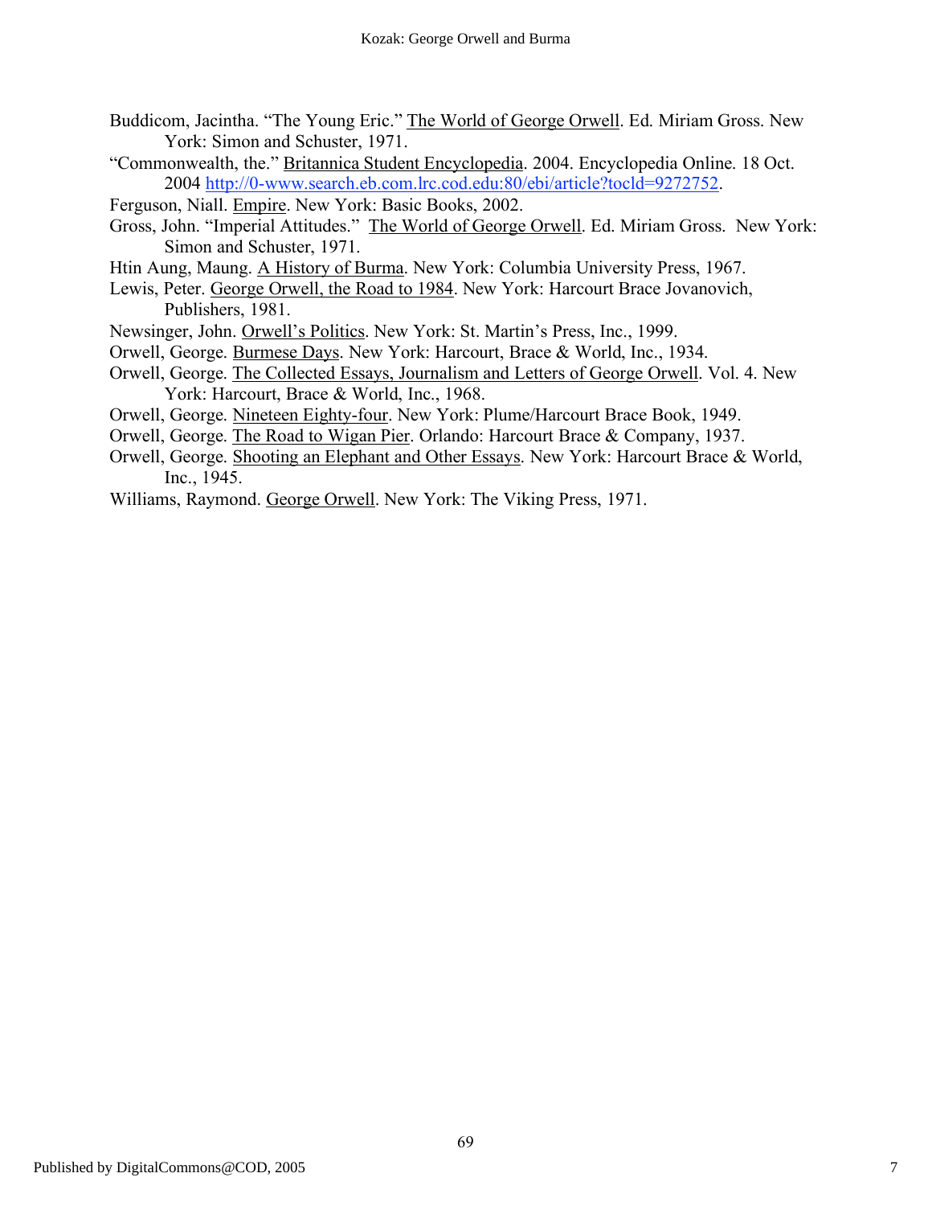Buddicom, Jacintha. "The Young Eric." The World of George Orwell. Ed. Miriam Gross. New York: Simon and Schuster, 1971.

"Commonwealth, the." Britannica Student Encyclopedia. 2004. Encyclopedia Online. 18 Oct. 2004 http://0-www.search.eb.com.lrc.cod.edu:80/ebi/article?tocld=9272752.

Ferguson, Niall. Empire. New York: Basic Books, 2002.

Gross, John. "Imperial Attitudes." The World of George Orwell. Ed. Miriam Gross. New York: Simon and Schuster, 1971.

Htin Aung, Maung. A History of Burma. New York: Columbia University Press, 1967.

Lewis, Peter. George Orwell, the Road to 1984. New York: Harcourt Brace Jovanovich, Publishers, 1981.

Newsinger, John. Orwell's Politics. New York: St. Martin's Press, Inc., 1999.

Orwell, George. Burmese Days. New York: Harcourt, Brace & World, Inc., 1934.

Orwell, George. The Collected Essays, Journalism and Letters of George Orwell. Vol. 4. New York: Harcourt, Brace & World, Inc., 1968.

Orwell, George. Nineteen Eighty-four. New York: Plume/Harcourt Brace Book, 1949.

Orwell, George. The Road to Wigan Pier. Orlando: Harcourt Brace & Company, 1937.

Orwell, George. Shooting an Elephant and Other Essays. New York: Harcourt Brace & World, Inc., 1945.

Williams, Raymond. George Orwell. New York: The Viking Press, 1971.